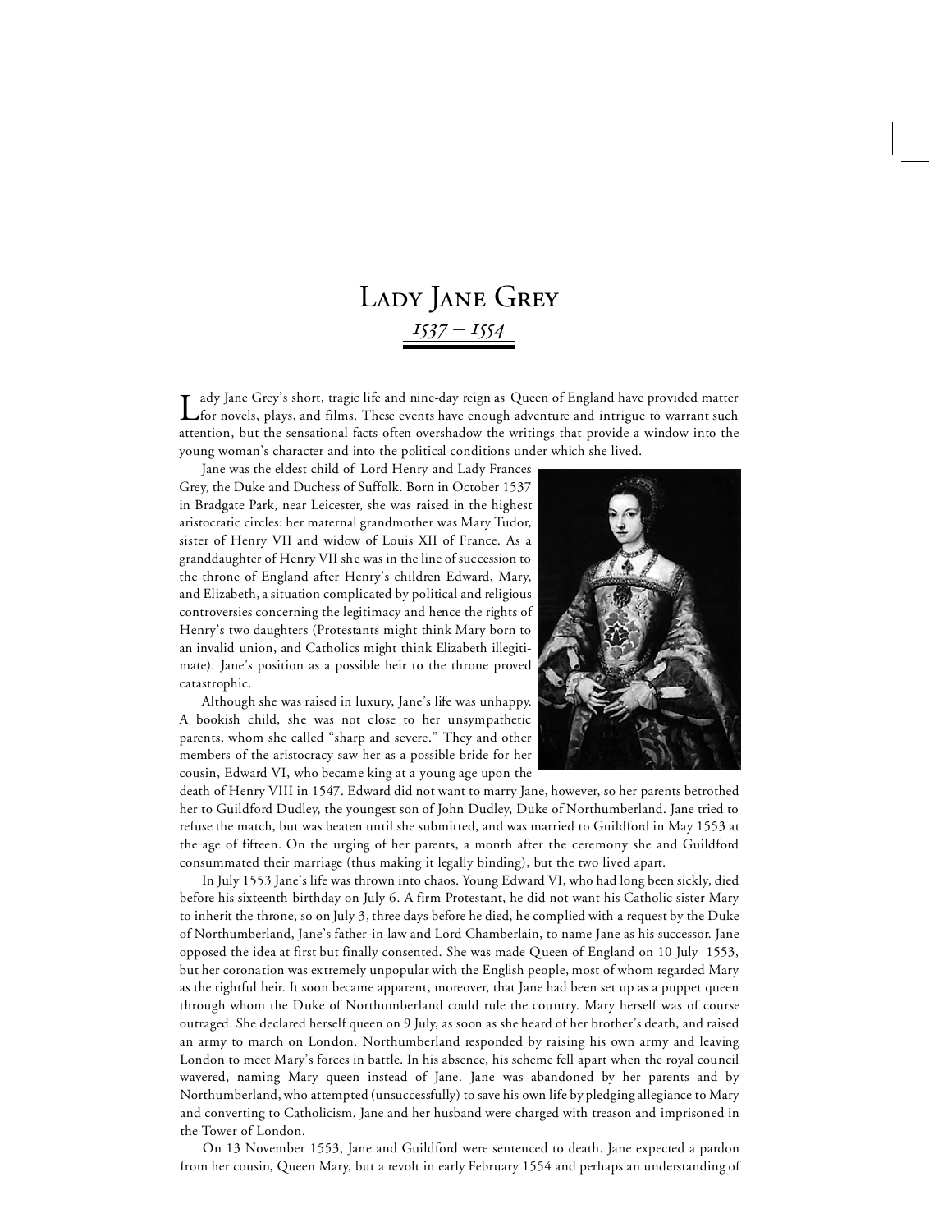# Lady Jane Grey

## *1537 – 1554*

Lady Jane Grey's short, tragic life and nine-day reign as Queen of England have provided matter for novels, plays, and films. These events have enough adventure and intrigue to warrant such attention, but the sensational facts often overshadow the writings that provide a window into the young woman's character and into the political conditions under which she lived.

Jane was the eldest child of Lord Henry and Lady Frances Grey, the Duke and Duchess of Suffolk. Born in October 1537 in Bradgate Park, near Leicester, she was raised in the highest aristocratic circles: her maternal grandmother was Mary Tudor, sister of Henry VII and widow of Louis XII of France. As a granddaughter of Henry VII she was in the line of succession to the throne of England after Henry's children Edward, Mary, and Elizabeth, a situation complicated by political and religious controversies concerning the legitimacy and hence the rights of Henry's two daughters (Protestants might think Mary born to an invalid union, and Catholics might think Elizabeth illegitimate). Jane's position as a possible heir to the throne proved catastrophic.

Although she was raised in luxury, Jane's life was unhappy. A bookish child, she was not close to her unsympathetic parents, whom she called "sharp and severe." They and other members of the aristocracy saw her as a possible bride for her cousin, Edward VI, who became king at a young age upon the death of Henry VIII in 1547. Edward did not want to marry Jane, however, so her parents betrothed her to Guildford Dudley, the youngest son of John Dudley, Duke of Northumberland. Jane tried to refuse the match, but was beaten until she submitted, and was married to Guildford in May 1553 at the age of fifteen. On the urging of her parents, a month after the ceremony she and Guildford consummated their marriage (thus making it legally binding), but the two lived apart.

In July 1553 Jane's life was thrown into chaos. Young Edward VI, who had long been sickly, died before his sixteenth birthday on July 6. A firm Protestant, he did not want his Catholic sister Mary to inherit the throne, so on July 3, three days before he died, he complied with a request by the Duke of Northumberland, Jane's father-in-law and Lord Chamberlain, to name Jane as his successor. Jane opposed the idea at first but finally consented. She was made Queen of England on 10 July 1553, but her coronation was extremely unpopular with the English people, most of whom regarded Mary as the rightful heir. It soon became apparent, moreover, that Jane had been set up as a puppet queen through whom the Duke of Northumberland could rule the country. Mary herself was of course outraged. She declared herself queen on 9 July, as soon as she heard of her brother's death, and raised an army to march on London. Northumberland responded by raising his own army and leaving London to meet Mary's forces in battle. In his absence, his scheme fell apart when the royal council wavered, naming Mary queen instead of Jane. Jane was abandoned by her parents and by Northumberland, who attempted (unsuccessfully) to save his own life by pledging allegiance to Mary and converting to Catholicism. Jane and her husband were charged with treason and imprisoned in the Tower of London.

On 13 November 1553, Jane and Guildford were sentenced to death. Jane expected a pardon from her cousin, Queen Mary, but a revolt in early February 1554 and perhaps an understanding of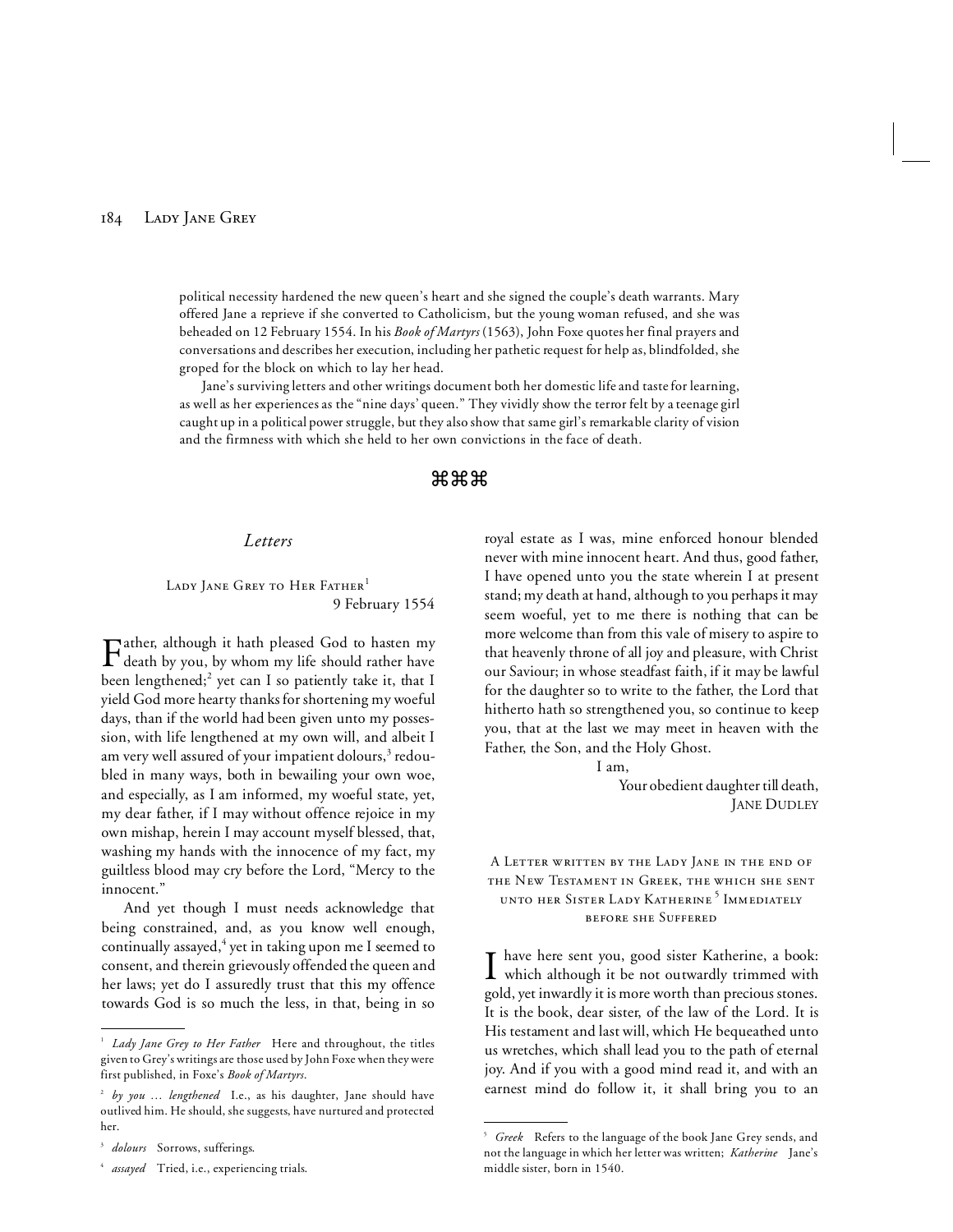political necessity hardened the new queen's heart and she signed the couple's death warrants. Mary offered Jane a reprieve if she converted to Catholicism, but the young woman refused, and she was beheaded on 12 February 1554. In his *Book of Martyrs* (1563), John Foxe quotes her final prayers and conversations and describes her execution, including her pathetic request for help as, blindfolded, she groped for the block on which to lay her head.

Jane's surviving letters and other writings document both her domestic life and taste for learning, as well as her experiences as the "nine days' queen." They vividly show the terror felt by a teenage girl caught up in a political power struggle, but they also show that same girl's remarkable clarity of vision and the firmness with which she held to her own convictions in the face of death.

⌘⌘⌘

## *Letters*

### Lady Jane Grey to Her Father[1]

9 February 1554

Father, although it hath pleased God to hasten my death by you, by whom my life should rather have been lengthened;[2] yet can I so patiently take it, that I yield God more hearty thanks for shortening my woeful days, than if the world had been given unto my possession, with life lengthened at my own will, and albeit I am very well assured of your impatient dolours,[3] redoubled in many ways, both in bewailing your own woe, and especially, as I am informed, my woeful state, yet, my dear father, if I may without offence rejoice in my own mishap, herein I may account myself blessed, that, washing my hands with the innocence of my fact, my guiltless blood may cry before the Lord, "Mercy to the innocent."

And yet though I must needs acknowledge that being constrained, and, as you know well enough, continually assayed,[4] yet in taking upon me I seemed to consent, and therein grievously offended the queen and her laws; yet do I assuredly trust that this my offence towards God is so much the less, in that, being in so royal estate as I was, mine enforced honour blended never with mine innocent heart. And thus, good father, I have opened unto you the state wherein I at present stand; my death at hand, although to you perhaps it may seem woeful, yet to me there is nothing that can be more welcome than from this vale of misery to aspire to that heavenly throne of all joy and pleasure, with Christ our Saviour; in whose steadfast faith, if it may be lawful for the daughter so to write to the father, the Lord that hitherto hath so strengthened you, so continue to keep you, that at the last we may meet in heaven with the Father, the Son, and the Holy Ghost.

I am,

Your obedient daughter till death,
Jane Dudley

### A Letter written by the Lady Jane in the end of the New Testament in Greek, the which she sent unto her Sister Lady Katherine[5] Immediately before she Suffered

I have here sent you, good sister Katherine, a book: which although it be not outwardly trimmed with gold, yet inwardly it is more worth than precious stones. It is the book, dear sister, of the law of the Lord. It is His testament and last will, which He bequeathed unto us wretches, which shall lead you to the path of eternal joy. And if you with a good mind read it, and with an earnest mind do follow it, it shall bring you to an

---

[1] *Lady Jane Grey to Her Father* Here and throughout, the titles given to Grey's writings are those used by John Foxe when they were first published, in Foxe's *Book of Martyrs*.

[2] *by you … lengthened* I.e., as his daughter, Jane should have outlived him. He should, she suggests, have nurtured and protected her.

[3] *dolours* Sorrows, sufferings.

[4] *assayed* Tried, i.e., experiencing trials.

[5] *Greek* Refers to the language of the book Jane Grey sends, and not the language in which her letter was written; *Katherine* Jane's middle sister, born in 1540.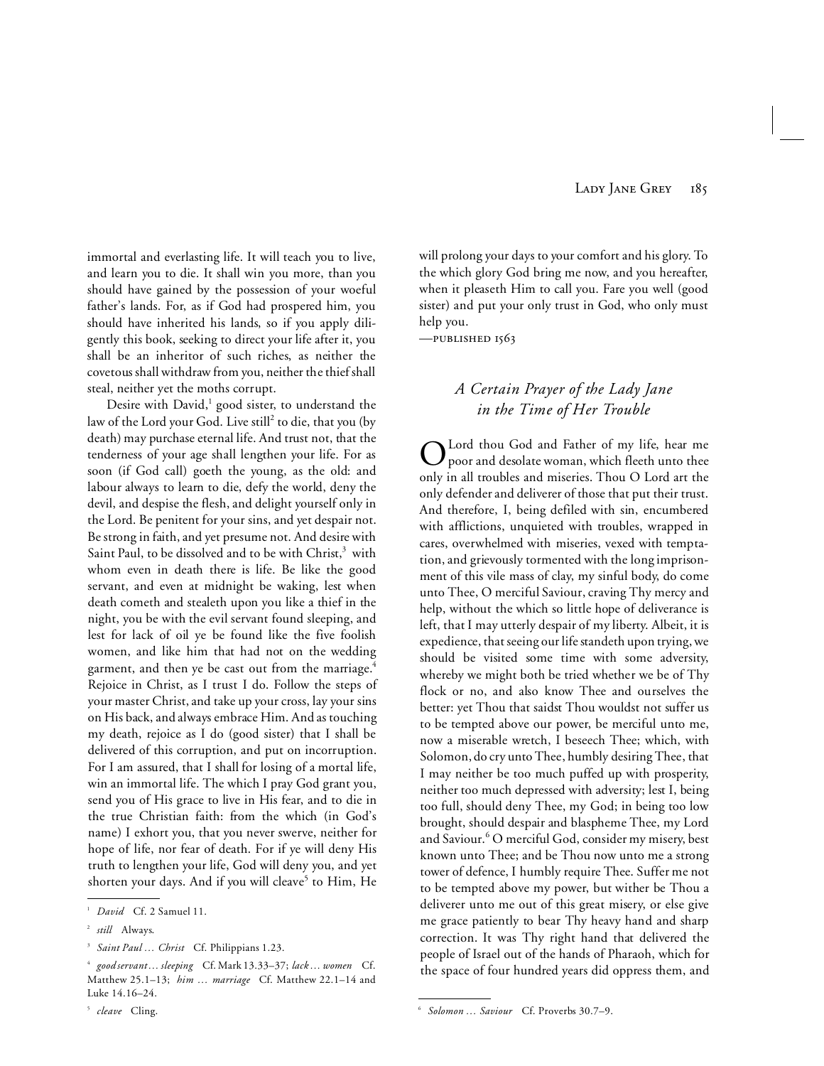immortal and everlasting life. It will teach you to live, and learn you to die. It shall win you more, than you should have gained by the possession of your woeful father's lands. For, as if God had prospered him, you should have inherited his lands, so if you apply diligently this book, seeking to direct your life after it, you shall be an inheritor of such riches, as neither the covetous shall withdraw from you, neither the thief shall steal, neither yet the moths corrupt.

Desire with David,[1] good sister, to understand the law of the Lord your God. Live still[2] to die, that you (by death) may purchase eternal life. And trust not, that the tenderness of your age shall lengthen your life. For as soon (if God call) goeth the young, as the old: and labour always to learn to die, defy the world, deny the devil, and despise the flesh, and delight yourself only in the Lord. Be penitent for your sins, and yet despair not. Be strong in faith, and yet presume not. And desire with Saint Paul, to be dissolved and to be with Christ,[3] with whom even in death there is life. Be like the good servant, and even at midnight be waking, lest when death cometh and stealeth upon you like a thief in the night, you be with the evil servant found sleeping, and lest for lack of oil ye be found like the five foolish women, and like him that had not on the wedding garment, and then ye be cast out from the marriage.[4] Rejoice in Christ, as I trust I do. Follow the steps of your master Christ, and take up your cross, lay your sins on His back, and always embrace Him. And as touching my death, rejoice as I do (good sister) that I shall be delivered of this corruption, and put on incorruption. For I am assured, that I shall for losing of a mortal life, win an immortal life. The which I pray God grant you, send you of His grace to live in His fear, and to die in the true Christian faith: from the which (in God's name) I exhort you, that you never swerve, neither for hope of life, nor fear of death. For if ye will deny His truth to lengthen your life, God will deny you, and yet shorten your days. And if you will cleave[5] to Him, He will prolong your days to your comfort and his glory. To the which glory God bring me now, and you hereafter, when it pleaseth Him to call you. Fare you well (good sister) and put your only trust in God, who only must help you.

—PUBLISHED 1563

## *A Certain Prayer of the Lady Jane in the Time of Her Trouble*

O Lord thou God and Father of my life, hear me poor and desolate woman, which fleeth unto thee only in all troubles and miseries. Thou O Lord art the only defender and deliverer of those that put their trust. And therefore, I, being defiled with sin, encumbered with afflictions, unquieted with troubles, wrapped in cares, overwhelmed with miseries, vexed with temptation, and grievously tormented with the long imprisonment of this vile mass of clay, my sinful body, do come unto Thee, O merciful Saviour, craving Thy mercy and help, without the which so little hope of deliverance is left, that I may utterly despair of my liberty. Albeit, it is expedience, that seeing our life standeth upon trying, we should be visited some time with some adversity, whereby we might both be tried whether we be of Thy flock or no, and also know Thee and ourselves the better: yet Thou that saidst Thou wouldst not suffer us to be tempted above our power, be merciful unto me, now a miserable wretch, I beseech Thee; which, with Solomon, do cry unto Thee, humbly desiring Thee, that I may neither be too much puffed up with prosperity, neither too much depressed with adversity; lest I, being too full, should deny Thee, my God; in being too low brought, should despair and blaspheme Thee, my Lord and Saviour.[6] O merciful God, consider my misery, best known unto Thee; and be Thou now unto me a strong tower of defence, I humbly require Thee. Suffer me not to be tempted above my power, but wither be Thou a deliverer unto me out of this great misery, or else give me grace patiently to bear Thy heavy hand and sharp correction. It was Thy right hand that delivered the people of Israel out of the hands of Pharaoh, which for the space of four hundred years did oppress them, and

---

[1] *David* Cf. 2 Samuel 11.

[2] *still* Always.

[3] *Saint Paul … Christ* Cf. Philippians 1.23.

[4] *good servant … sleeping* Cf. Mark 13.33–37; *lack … women* Cf. Matthew 25.1–13; *him … marriage* Cf. Matthew 22.1–14 and Luke 14.16–24.

[5] *cleave* Cling.

[6] *Solomon … Saviour* Cf. Proverbs 30.7–9.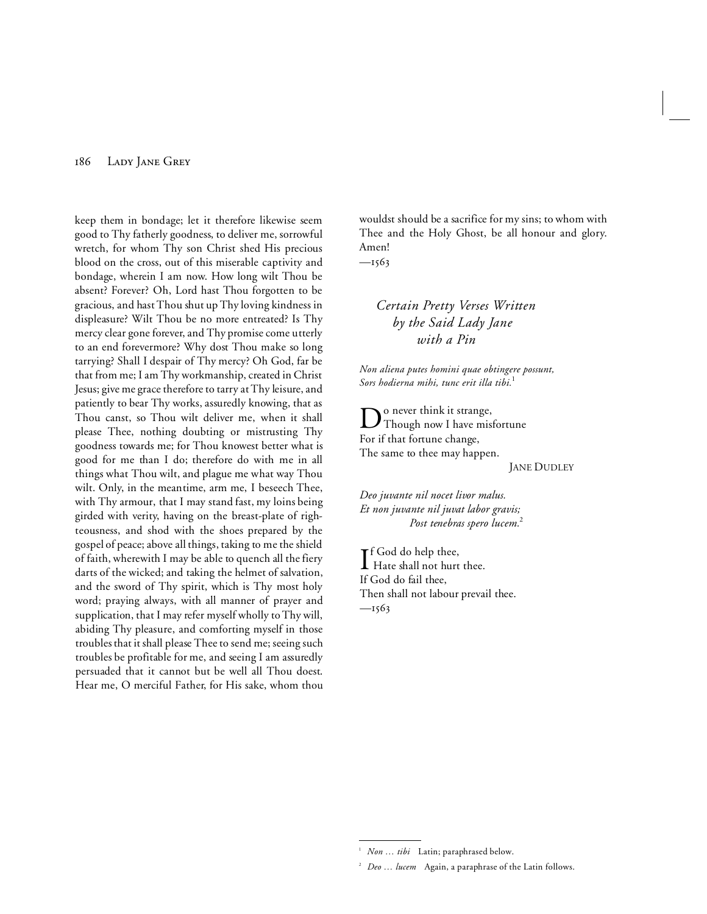keep them in bondage; let it therefore likewise seem good to Thy fatherly goodness, to deliver me, sorrowful wretch, for whom Thy son Christ shed His precious blood on the cross, out of this miserable captivity and bondage, wherein I am now. How long wilt Thou be absent? Forever? Oh, Lord hast Thou forgotten to be gracious, and hast Thou shut up Thy loving kindness in displeasure? Wilt Thou be no more entreated? Is Thy mercy clear gone forever, and Thy promise come utterly to an end forevermore? Why dost Thou make so long tarrying? Shall I despair of Thy mercy? Oh God, far be that from me; I am Thy workmanship, created in Christ Jesus; give me grace therefore to tarry at Thy leisure, and patiently to bear Thy works, assuredly knowing, that as Thou canst, so Thou wilt deliver me, when it shall please Thee, nothing doubting or mistrusting Thy goodness towards me; for Thou knowest better what is good for me than I do; therefore do with me in all things what Thou wilt, and plague me what way Thou wilt. Only, in the meantime, arm me, I beseech Thee, with Thy armour, that I may stand fast, my loins being girded with verity, having on the breast-plate of righteousness, and shod with the shoes prepared by the gospel of peace; above all things, taking to me the shield of faith, wherewith I may be able to quench all the fiery darts of the wicked; and taking the helmet of salvation, and the sword of Thy spirit, which is Thy most holy word; praying always, with all manner of prayer and supplication, that I may refer myself wholly to Thy will, abiding Thy pleasure, and comforting myself in those troubles that it shall please Thee to send me; seeing such troubles be profitable for me, and seeing I am assuredly persuaded that it cannot but be well all Thou doest. Hear me, O merciful Father, for His sake, whom thou wouldst should be a sacrifice for my sins; to whom with Thee and the Holy Ghost, be all honour and glory. Amen!

—1563

## *Certain Pretty Verses Written by the Said Lady Jane with a Pin*

*Non aliena putes homini quae obtingere possunt,*
*Sors hodierna mihi, tunc erit illa tibi.*[1]

Do never think it strange,
Though now I have misfortune
For if that fortune change,
The same to thee may happen.

JANE DUDLEY

*Deo juvante nil nocet livor malus.*
*Et non juvante nil juvat labor gravis;*
*Post tenebras spero lucem.*[2]

If God do help thee,
Hate shall not hurt thee.
If God do fail thee,
Then shall not labour prevail thee.

—1563

[1] *Non … tibi* Latin; paraphrased below.

[2] *Deo … lucem* Again, a paraphrase of the Latin follows.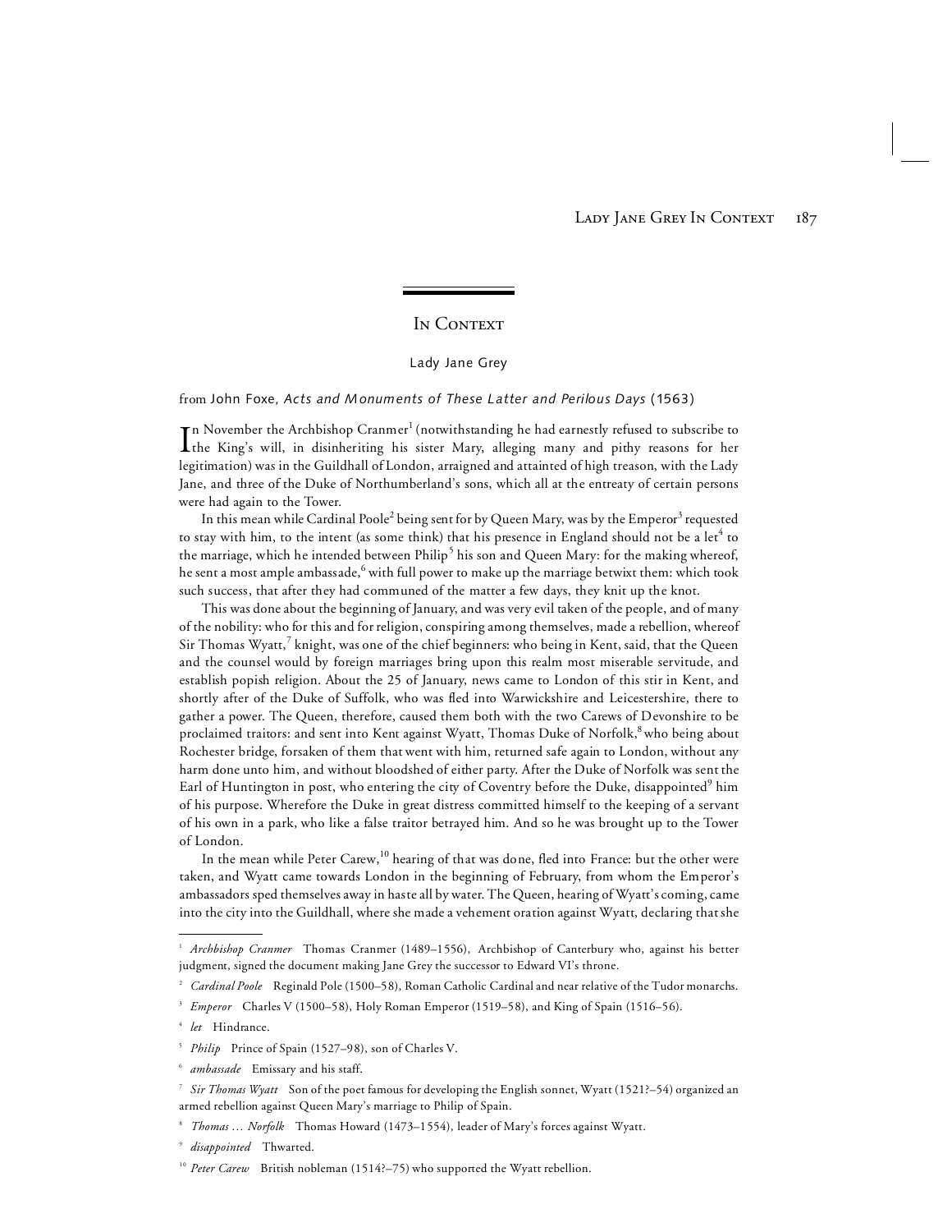## In Context

### Lady Jane Grey

from John Foxe, *Acts and Monuments of These Latter and Perilous Days* (1563)

In November the Archbishop Cranmer[1] (notwithstanding he had earnestly refused to subscribe to the King's will, in disinheriting his sister Mary, alleging many and pithy reasons for her legitimation) was in the Guildhall of London, arraigned and attainted of high treason, with the Lady Jane, and three of the Duke of Northumberland's sons, which all at the entreaty of certain persons were had again to the Tower.

In this mean while Cardinal Poole[2] being sent for by Queen Mary, was by the Emperor[3] requested to stay with him, to the intent (as some think) that his presence in England should not be a let[4] to the marriage, which he intended between Philip[5] his son and Queen Mary: for the making whereof, he sent a most ample ambassade,[6] with full power to make up the marriage betwixt them: which took such success, that after they had communed of the matter a few days, they knit up the knot.

This was done about the beginning of January, and was very evil taken of the people, and of many of the nobility: who for this and for religion, conspiring among themselves, made a rebellion, whereof Sir Thomas Wyatt,[7] knight, was one of the chief beginners: who being in Kent, said, that the Queen and the counsel would by foreign marriages bring upon this realm most miserable servitude, and establish popish religion. About the 25 of January, news came to London of this stir in Kent, and shortly after of the Duke of Suffolk, who was fled into Warwickshire and Leicestershire, there to gather a power. The Queen, therefore, caused them both with the two Carews of Devonshire to be proclaimed traitors: and sent into Kent against Wyatt, Thomas Duke of Norfolk,[8] who being about Rochester bridge, forsaken of them that went with him, returned safe again to London, without any harm done unto him, and without bloodshed of either party. After the Duke of Norfolk was sent the Earl of Huntington in post, who entering the city of Coventry before the Duke, disappointed[9] him of his purpose. Wherefore the Duke in great distress committed himself to the keeping of a servant of his own in a park, who like a false traitor betrayed him. And so he was brought up to the Tower of London.

In the mean while Peter Carew,[10] hearing of that was done, fled into France: but the other were taken, and Wyatt came towards London in the beginning of February, from whom the Emperor's ambassadors sped themselves away in haste all by water. The Queen, hearing of Wyatt's coming, came into the city into the Guildhall, where she made a vehement oration against Wyatt, declaring that she

---

[1] *Archbishop Cranmer* Thomas Cranmer (1489–1556), Archbishop of Canterbury who, against his better judgment, signed the document making Jane Grey the successor to Edward VI's throne.

[2] *Cardinal Poole* Reginald Pole (1500–58), Roman Catholic Cardinal and near relative of the Tudor monarchs.

[3] *Emperor* Charles V (1500–58), Holy Roman Emperor (1519–58), and King of Spain (1516–56).

[4] *let* Hindrance.

[5] *Philip* Prince of Spain (1527–98), son of Charles V.

[6] *ambassade* Emissary and his staff.

[7] *Sir Thomas Wyatt* Son of the poet famous for developing the English sonnet, Wyatt (1521?–54) organized an armed rebellion against Queen Mary's marriage to Philip of Spain.

[8] *Thomas … Norfolk* Thomas Howard (1473–1554), leader of Mary's forces against Wyatt.

[9] *disappointed* Thwarted.

[10] *Peter Carew* British nobleman (1514?–75) who supported the Wyatt rebellion.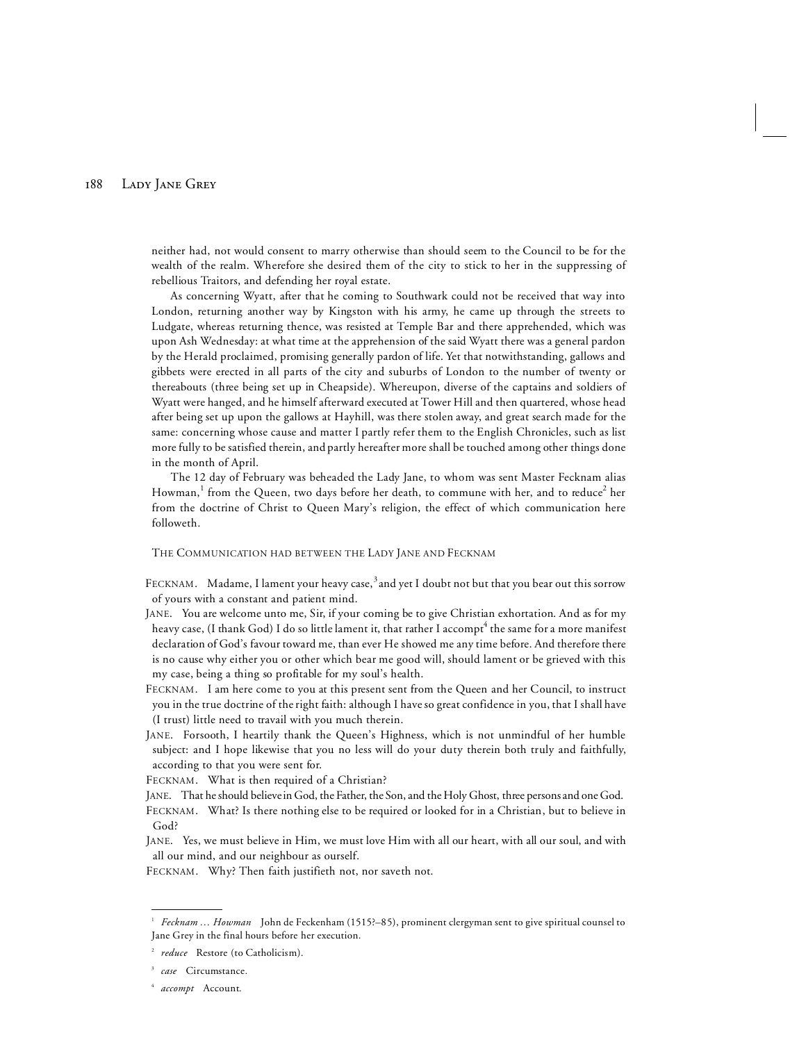neither had, not would consent to marry otherwise than should seem to the Council to be for the wealth of the realm. Wherefore she desired them of the city to stick to her in the suppressing of rebellious Traitors, and defending her royal estate.

As concerning Wyatt, after that he coming to Southwark could not be received that way into London, returning another way by Kingston with his army, he came up through the streets to Ludgate, whereas returning thence, was resisted at Temple Bar and there apprehended, which was upon Ash Wednesday: at what time at the apprehension of the said Wyatt there was a general pardon by the Herald proclaimed, promising generally pardon of life. Yet that notwithstanding, gallows and gibbets were erected in all parts of the city and suburbs of London to the number of twenty or thereabouts (three being set up in Cheapside). Whereupon, diverse of the captains and soldiers of Wyatt were hanged, and he himself afterward executed at Tower Hill and then quartered, whose head after being set up upon the gallows at Hayhill, was there stolen away, and great search made for the same: concerning whose cause and matter I partly refer them to the English Chronicles, such as list more fully to be satisfied therein, and partly hereafter more shall be touched among other things done in the month of April.

The 12 day of February was beheaded the Lady Jane, to whom was sent Master Fecknam alias Howman,[1] from the Queen, two days before her death, to commune with her, and to reduce[2] her from the doctrine of Christ to Queen Mary's religion, the effect of which communication here followeth.

The Communication had between the Lady Jane and Fecknam

Fecknam. Madame, I lament your heavy case,[3] and yet I doubt not but that you bear out this sorrow of yours with a constant and patient mind.

Jane. You are welcome unto me, Sir, if your coming be to give Christian exhortation. And as for my heavy case, (I thank God) I do so little lament it, that rather I accompt[4] the same for a more manifest declaration of God's favour toward me, than ever He showed me any time before. And therefore there is no cause why either you or other which bear me good will, should lament or be grieved with this my case, being a thing so profitable for my soul's health.

Fecknam. I am here come to you at this present sent from the Queen and her Council, to instruct you in the true doctrine of the right faith: although I have so great confidence in you, that I shall have (I trust) little need to travail with you much therein.

Jane. Forsooth, I heartily thank the Queen's Highness, which is not unmindful of her humble subject: and I hope likewise that you no less will do your duty therein both truly and faithfully, according to that you were sent for.

Fecknam. What is then required of a Christian?

Jane. That he should believe in God, the Father, the Son, and the Holy Ghost, three persons and one God.

Fecknam. What? Is there nothing else to be required or looked for in a Christian, but to believe in God?

Jane. Yes, we must believe in Him, we must love Him with all our heart, with all our soul, and with all our mind, and our neighbour as ourself.

Fecknam. Why? Then faith justifieth not, nor saveth not.

---

[1] *Fecknam … Howman* John de Feckenham (1515?–85), prominent clergyman sent to give spiritual counsel to Jane Grey in the final hours before her execution.

[2] *reduce* Restore (to Catholicism).

[3] *case* Circumstance.

[4] *accompt* Account.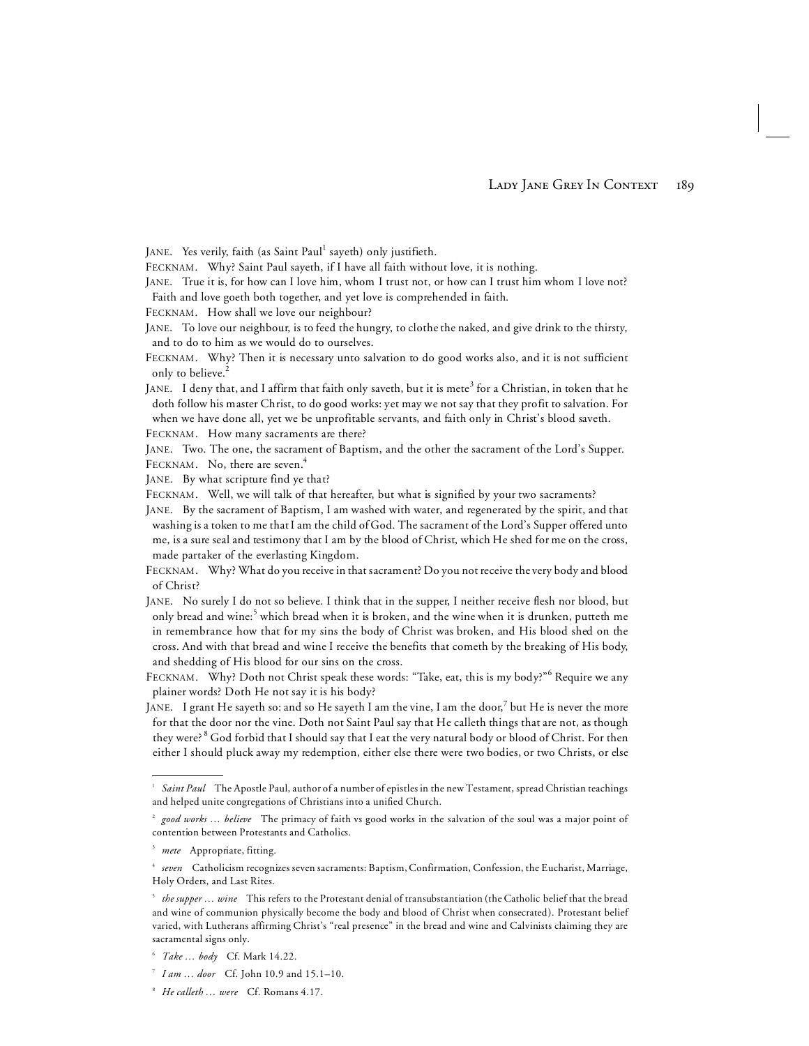JANE. Yes verily, faith (as Saint Paul[1] sayeth) only justifieth.

FECKNAM. Why? Saint Paul sayeth, if I have all faith without love, it is nothing.

JANE. True it is, for how can I love him, whom I trust not, or how can I trust him whom I love not? Faith and love goeth both together, and yet love is comprehended in faith.

FECKNAM. How shall we love our neighbour?

JANE. To love our neighbour, is to feed the hungry, to clothe the naked, and give drink to the thirsty, and to do to him as we would do to ourselves.

FECKNAM. Why? Then it is necessary unto salvation to do good works also, and it is not sufficient only to believe.[2]

JANE. I deny that, and I affirm that faith only saveth, but it is mete[3] for a Christian, in token that he doth follow his master Christ, to do good works: yet may we not say that they profit to salvation. For when we have done all, yet we be unprofitable servants, and faith only in Christ's blood saveth.

FECKNAM. How many sacraments are there?

JANE. Two. The one, the sacrament of Baptism, and the other the sacrament of the Lord's Supper.

FECKNAM. No, there are seven.[4]

JANE. By what scripture find ye that?

FECKNAM. Well, we will talk of that hereafter, but what is signified by your two sacraments?

JANE. By the sacrament of Baptism, I am washed with water, and regenerated by the spirit, and that washing is a token to me that I am the child of God. The sacrament of the Lord's Supper offered unto me, is a sure seal and testimony that I am by the blood of Christ, which He shed for me on the cross, made partaker of the everlasting Kingdom.

FECKNAM. Why? What do you receive in that sacrament? Do you not receive the very body and blood of Christ?

JANE. No surely I do not so believe. I think that in the supper, I neither receive flesh nor blood, but only bread and wine:[5] which bread when it is broken, and the wine when it is drunken, putteth me in remembrance how that for my sins the body of Christ was broken, and His blood shed on the cross. And with that bread and wine I receive the benefits that cometh by the breaking of His body, and shedding of His blood for our sins on the cross.

FECKNAM. Why? Doth not Christ speak these words: "Take, eat, this is my body?"[6] Require we any plainer words? Doth He not say it is his body?

JANE. I grant He sayeth so: and so He sayeth I am the vine, I am the door,[7] but He is never the more for that the door nor the vine. Doth not Saint Paul say that He calleth things that are not, as though they were?[8] God forbid that I should say that I eat the very natural body or blood of Christ. For then either I should pluck away my redemption, either else there were two bodies, or two Christs, or else

---

[1] *Saint Paul* The Apostle Paul, author of a number of epistles in the new Testament, spread Christian teachings and helped unite congregations of Christians into a unified Church.

[2] *good works … believe* The primacy of faith vs good works in the salvation of the soul was a major point of contention between Protestants and Catholics.

[3] *mete* Appropriate, fitting.

[4] *seven* Catholicism recognizes seven sacraments: Baptism, Confirmation, Confession, the Eucharist, Marriage, Holy Orders, and Last Rites.

[5] *the supper … wine* This refers to the Protestant denial of transubstantiation (the Catholic belief that the bread and wine of communion physically become the body and blood of Christ when consecrated). Protestant belief varied, with Lutherans affirming Christ's "real presence" in the bread and wine and Calvinists claiming they are sacramental signs only.

[6] *Take … body* Cf. Mark 14.22.

[7] *I am … door* Cf. John 10.9 and 15.1–10.

[8] *He calleth … were* Cf. Romans 4.17.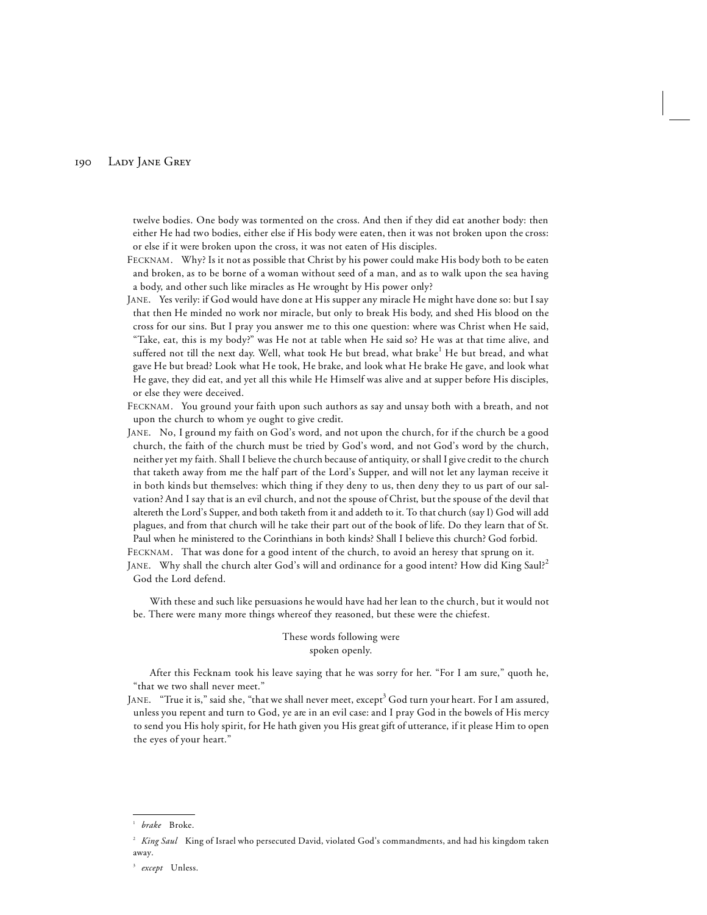twelve bodies. One body was tormented on the cross. And then if they did eat another body: then either He had two bodies, either else if His body were eaten, then it was not broken upon the cross: or else if it were broken upon the cross, it was not eaten of His disciples.

FECKNAM. Why? Is it not as possible that Christ by his power could make His body both to be eaten and broken, as to be borne of a woman without seed of a man, and as to walk upon the sea having a body, and other such like miracles as He wrought by His power only?

JANE. Yes verily: if God would have done at His supper any miracle He might have done so: but I say that then He minded no work nor miracle, but only to break His body, and shed His blood on the cross for our sins. But I pray you answer me to this one question: where was Christ when He said, "Take, eat, this is my body?" was He not at table when He said so? He was at that time alive, and suffered not till the next day. Well, what took He but bread, what brake[1] He but bread, and what gave He but bread? Look what He took, He brake, and look what He brake He gave, and look what He gave, they did eat, and yet all this while He Himself was alive and at supper before His disciples, or else they were deceived.

FECKNAM. You ground your faith upon such authors as say and unsay both with a breath, and not upon the church to whom ye ought to give credit.

JANE. No, I ground my faith on God's word, and not upon the church, for if the church be a good church, the faith of the church must be tried by God's word, and not God's word by the church, neither yet my faith. Shall I believe the church because of antiquity, or shall I give credit to the church that taketh away from me the half part of the Lord's Supper, and will not let any layman receive it in both kinds but themselves: which thing if they deny to us, then deny they to us part of our salvation? And I say that is an evil church, and not the spouse of Christ, but the spouse of the devil that altereth the Lord's Supper, and both taketh from it and addeth to it. To that church (say I) God will add plagues, and from that church will he take their part out of the book of life. Do they learn that of St. Paul when he ministered to the Corinthians in both kinds? Shall I believe this church? God forbid.

FECKNAM. That was done for a good intent of the church, to avoid an heresy that sprung on it.

JANE. Why shall the church alter God's will and ordinance for a good intent? How did King Saul?[2] God the Lord defend.

With these and such like persuasions he would have had her lean to the church, but it would not be. There were many more things whereof they reasoned, but these were the chiefest.

These words following were spoken openly.

After this Fecknam took his leave saying that he was sorry for her. "For I am sure," quoth he, "that we two shall never meet."

JANE. "True it is," said she, "that we shall never meet, except[3] God turn your heart. For I am assured, unless you repent and turn to God, ye are in an evil case: and I pray God in the bowels of His mercy to send you His holy spirit, for He hath given you His great gift of utterance, if it please Him to open the eyes of your heart."

---

[1] *brake* Broke.

[2] *King Saul* King of Israel who persecuted David, violated God's commandments, and had his kingdom taken away.

[3] *except* Unless.